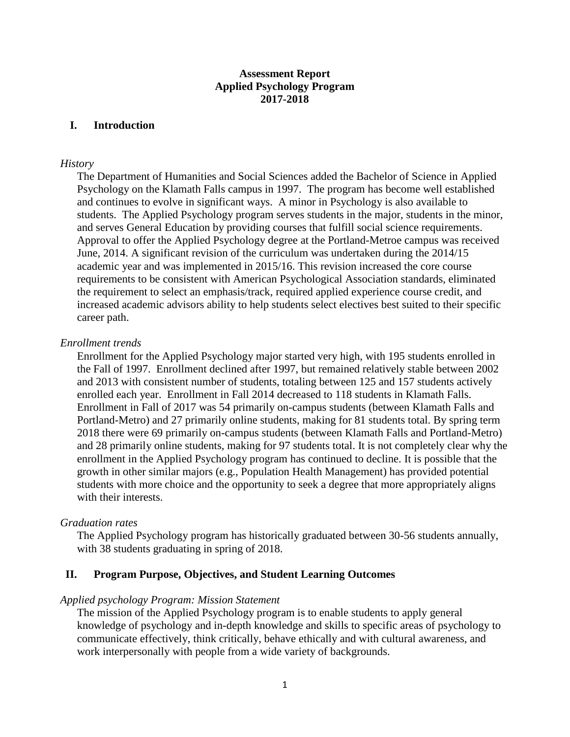# Assessment Report
# Applied Psychology Program
# 2017-2018

## I. Introduction

*History*

The Department of Humanities and Social Sciences added the Bachelor of Science in Applied Psychology on the Klamath Falls campus in 1997. The program has become well established and continues to evolve in significant ways. A minor in Psychology is also available to students. The Applied Psychology program serves students in the major, students in the minor, and serves General Education by providing courses that fulfill social science requirements. Approval to offer the Applied Psychology degree at the Portland-Metroe campus was received June, 2014. A significant revision of the curriculum was undertaken during the 2014/15 academic year and was implemented in 2015/16. This revision increased the core course requirements to be consistent with American Psychological Association standards, eliminated the requirement to select an emphasis/track, required applied experience course credit, and increased academic advisors ability to help students select electives best suited to their specific career path.

*Enrollment trends*

Enrollment for the Applied Psychology major started very high, with 195 students enrolled in the Fall of 1997. Enrollment declined after 1997, but remained relatively stable between 2002 and 2013 with consistent number of students, totaling between 125 and 157 students actively enrolled each year. Enrollment in Fall 2014 decreased to 118 students in Klamath Falls. Enrollment in Fall of 2017 was 54 primarily on-campus students (between Klamath Falls and Portland-Metro) and 27 primarily online students, making for 81 students total. By spring term 2018 there were 69 primarily on-campus students (between Klamath Falls and Portland-Metro) and 28 primarily online students, making for 97 students total. It is not completely clear why the enrollment in the Applied Psychology program has continued to decline. It is possible that the growth in other similar majors (e.g., Population Health Management) has provided potential students with more choice and the opportunity to seek a degree that more appropriately aligns with their interests.

*Graduation rates*

The Applied Psychology program has historically graduated between 30-56 students annually, with 38 students graduating in spring of 2018.

## II. Program Purpose, Objectives, and Student Learning Outcomes

*Applied psychology Program: Mission Statement*

The mission of the Applied Psychology program is to enable students to apply general knowledge of psychology and in-depth knowledge and skills to specific areas of psychology to communicate effectively, think critically, behave ethically and with cultural awareness, and work interpersonally with people from a wide variety of backgrounds.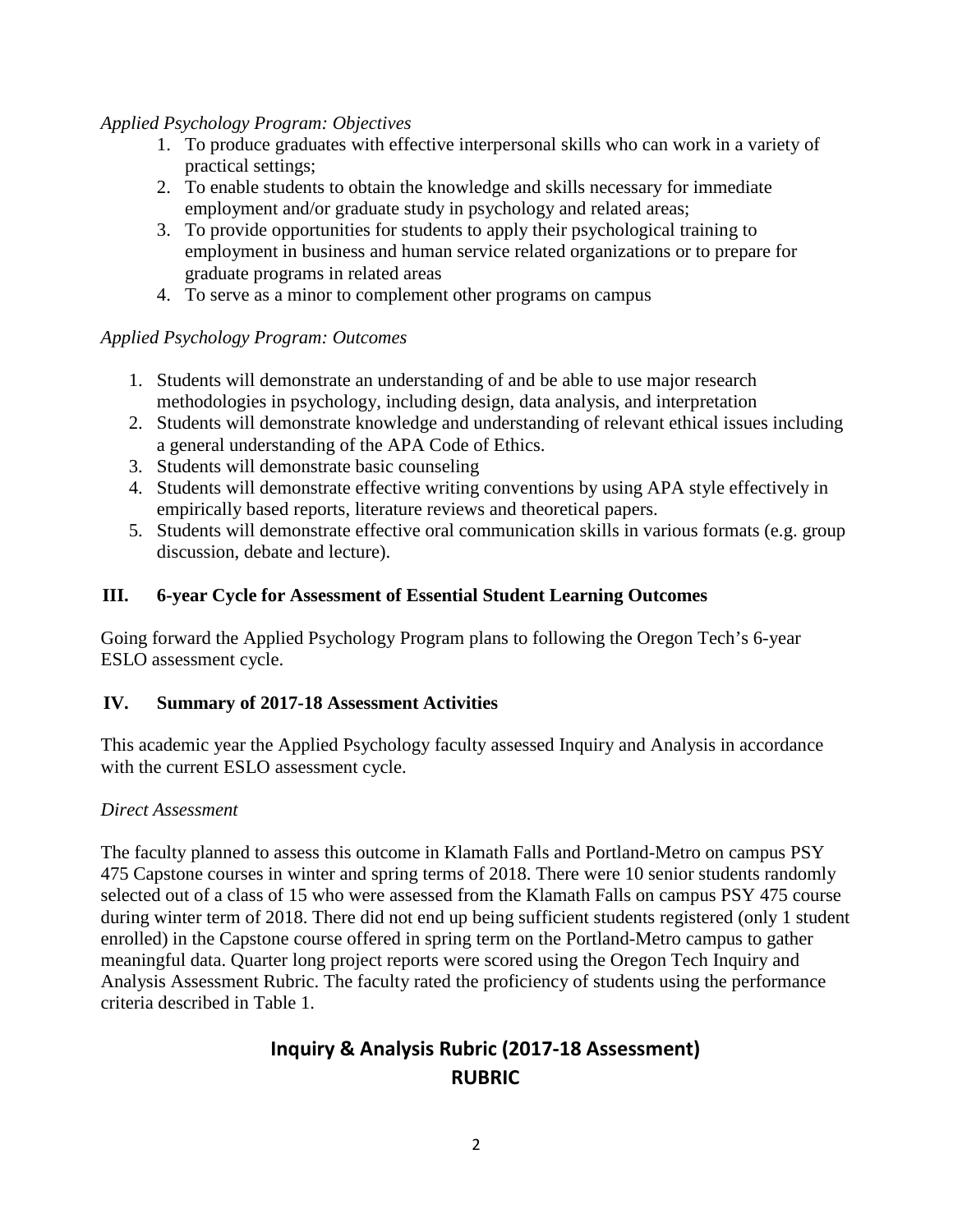*Applied Psychology Program: Objectives*

1. To produce graduates with effective interpersonal skills who can work in a variety of practical settings;
2. To enable students to obtain the knowledge and skills necessary for immediate employment and/or graduate study in psychology and related areas;
3. To provide opportunities for students to apply their psychological training to employment in business and human service related organizations or to prepare for graduate programs in related areas
4. To serve as a minor to complement other programs on campus

*Applied Psychology Program: Outcomes*

1. Students will demonstrate an understanding of and be able to use major research methodologies in psychology, including design, data analysis, and interpretation
2. Students will demonstrate knowledge and understanding of relevant ethical issues including a general understanding of the APA Code of Ethics.
3. Students will demonstrate basic counseling
4. Students will demonstrate effective writing conventions by using APA style effectively in empirically based reports, literature reviews and theoretical papers.
5. Students will demonstrate effective oral communication skills in various formats (e.g. group discussion, debate and lecture).

## III. 6-year Cycle for Assessment of Essential Student Learning Outcomes

Going forward the Applied Psychology Program plans to following the Oregon Tech's 6-year ESLO assessment cycle.

## IV. Summary of 2017-18 Assessment Activities

This academic year the Applied Psychology faculty assessed Inquiry and Analysis in accordance with the current ESLO assessment cycle.

*Direct Assessment*

The faculty planned to assess this outcome in Klamath Falls and Portland-Metro on campus PSY 475 Capstone courses in winter and spring terms of 2018. There were 10 senior students randomly selected out of a class of 15 who were assessed from the Klamath Falls on campus PSY 475 course during winter term of 2018. There did not end up being sufficient students registered (only 1 student enrolled) in the Capstone course offered in spring term on the Portland-Metro campus to gather meaningful data. Quarter long project reports were scored using the Oregon Tech Inquiry and Analysis Assessment Rubric. The faculty rated the proficiency of students using the performance criteria described in Table 1.

## Inquiry & Analysis Rubric (2017-18 Assessment)
## RUBRIC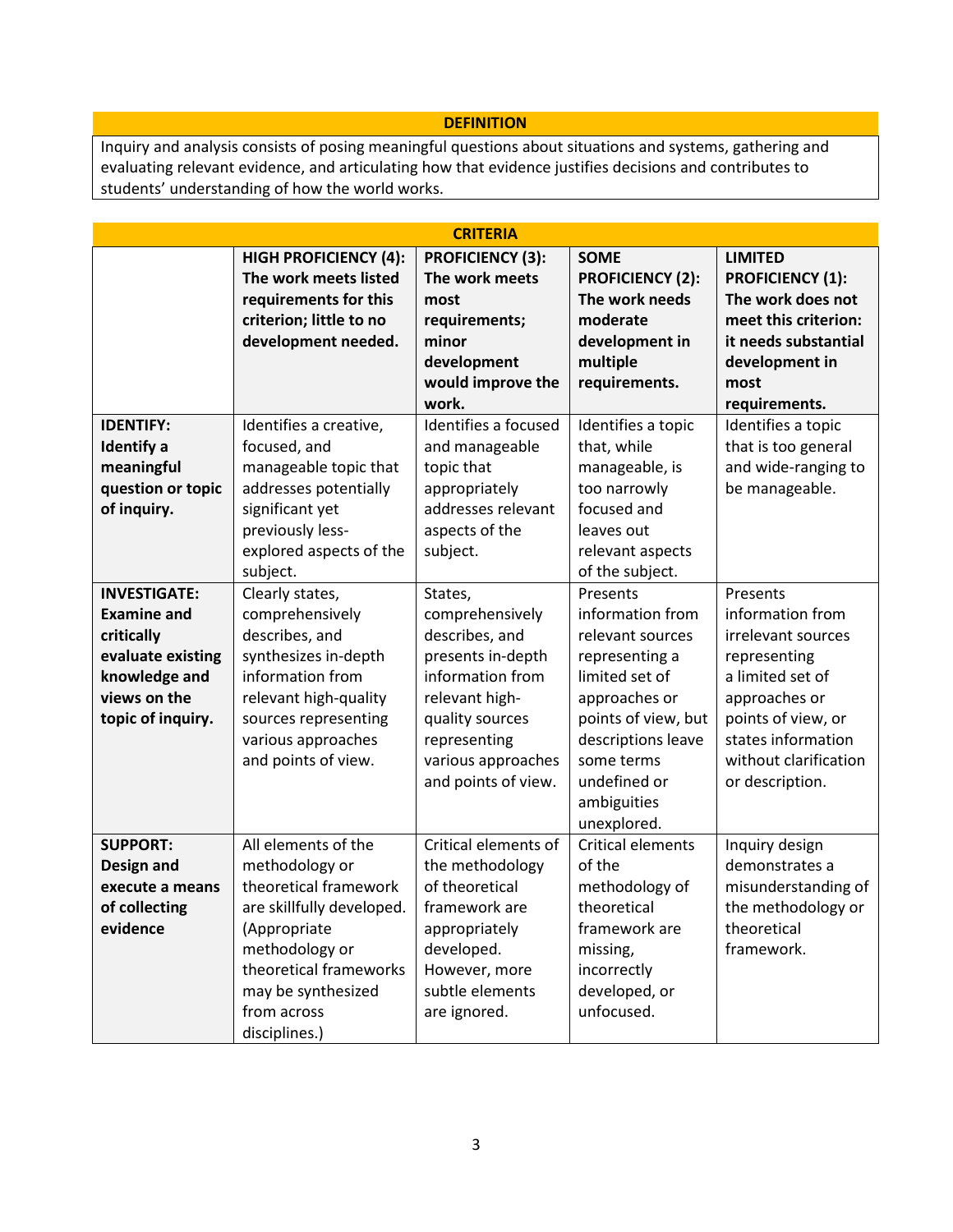| DEFINITION |
|---|
| Inquiry and analysis consists of posing meaningful questions about situations and systems, gathering and evaluating relevant evidence, and articulating how that evidence justifies decisions and contributes to students' understanding of how the world works. |

| CRITERIA | | | | |
|---|---|---|---|---|
| | **HIGH PROFICIENCY (4): The work meets listed requirements for this criterion; little to no development needed.** | **PROFICIENCY (3): The work meets most requirements; minor development would improve the work.** | **SOME PROFICIENCY (2): The work needs moderate development in multiple requirements.** | **LIMITED PROFICIENCY (1): The work does not meet this criterion: it needs substantial development in most requirements.** |
| **IDENTIFY: Identify a meaningful question or topic of inquiry.** | Identifies a creative, focused, and manageable topic that addresses potentially significant yet previously less-explored aspects of the subject. | Identifies a focused and manageable topic that appropriately addresses relevant aspects of the subject. | Identifies a topic that, while manageable, is too narrowly focused and leaves out relevant aspects of the subject. | Identifies a topic that is too general and wide-ranging to be manageable. |
| **INVESTIGATE: Examine and critically evaluate existing knowledge and views on the topic of inquiry.** | Clearly states, comprehensively describes, and synthesizes in-depth information from relevant high-quality sources representing various approaches and points of view. | States, comprehensively describes, and presents in-depth information from relevant high-quality sources representing various approaches and points of view. | Presents information from relevant sources representing a limited set of approaches or points of view, but descriptions leave some terms undefined or ambiguities unexplored. | Presents information from irrelevant sources representing a limited set of approaches or points of view, or states information without clarification or description. |
| **SUPPORT: Design and execute a means of collecting evidence** | All elements of the methodology or theoretical framework are skillfully developed. (Appropriate methodology or theoretical frameworks may be synthesized from across disciplines.) | Critical elements of the methodology of theoretical framework are appropriately developed. However, more subtle elements are ignored. | Critical elements of the methodology of theoretical framework are missing, incorrectly developed, or unfocused. | Inquiry design demonstrates a misunderstanding of the methodology or theoretical framework. |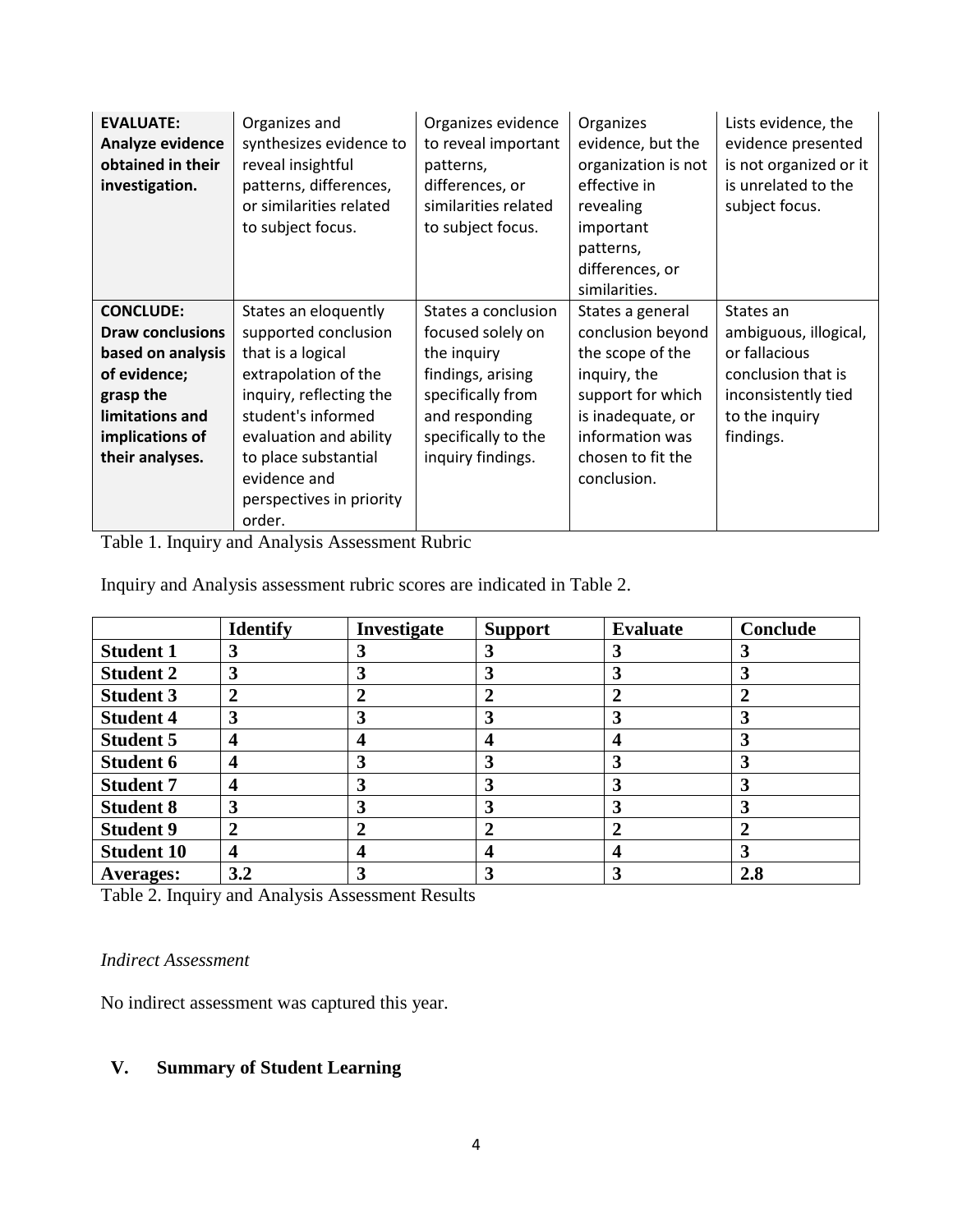| **EVALUATE: Analyze evidence obtained in their investigation.** | Organizes and synthesizes evidence to reveal insightful patterns, differences, or similarities related to subject focus. | Organizes evidence to reveal important patterns, differences, or similarities related to subject focus. | Organizes evidence, but the organization is not effective in revealing important patterns, differences, or similarities. | Lists evidence, the evidence presented is not organized or it is unrelated to the subject focus. |
|---|---|---|---|---|
| **CONCLUDE: Draw conclusions based on analysis of evidence; grasp the limitations and implications of their analyses.** | States an eloquently supported conclusion that is a logical extrapolation of the inquiry, reflecting the student's informed evaluation and ability to place substantial evidence and perspectives in priority order. | States a conclusion focused solely on the inquiry findings, arising specifically from and responding specifically to the inquiry findings. | States a general conclusion beyond the scope of the inquiry, the support for which is inadequate, or information was chosen to fit the conclusion. | States an ambiguous, illogical, or fallacious conclusion that is inconsistently tied to the inquiry findings. |

Table 1. Inquiry and Analysis Assessment Rubric

Inquiry and Analysis assessment rubric scores are indicated in Table 2.

| | **Identify** | **Investigate** | **Support** | **Evaluate** | **Conclude** |
|---|---|---|---|---|---|
| **Student 1** | **3** | **3** | **3** | **3** | **3** |
| **Student 2** | **3** | **3** | **3** | **3** | **3** |
| **Student 3** | **2** | **2** | **2** | **2** | **2** |
| **Student 4** | **3** | **3** | **3** | **3** | **3** |
| **Student 5** | **4** | **4** | **4** | **4** | **3** |
| **Student 6** | **4** | **3** | **3** | **3** | **3** |
| **Student 7** | **4** | **3** | **3** | **3** | **3** |
| **Student 8** | **3** | **3** | **3** | **3** | **3** |
| **Student 9** | **2** | **2** | **2** | **2** | **2** |
| **Student 10** | **4** | **4** | **4** | **4** | **3** |
| **Averages:** | **3.2** | **3** | **3** | **3** | **2.8** |

Table 2. Inquiry and Analysis Assessment Results

*Indirect Assessment*

No indirect assessment was captured this year.

## V. Summary of Student Learning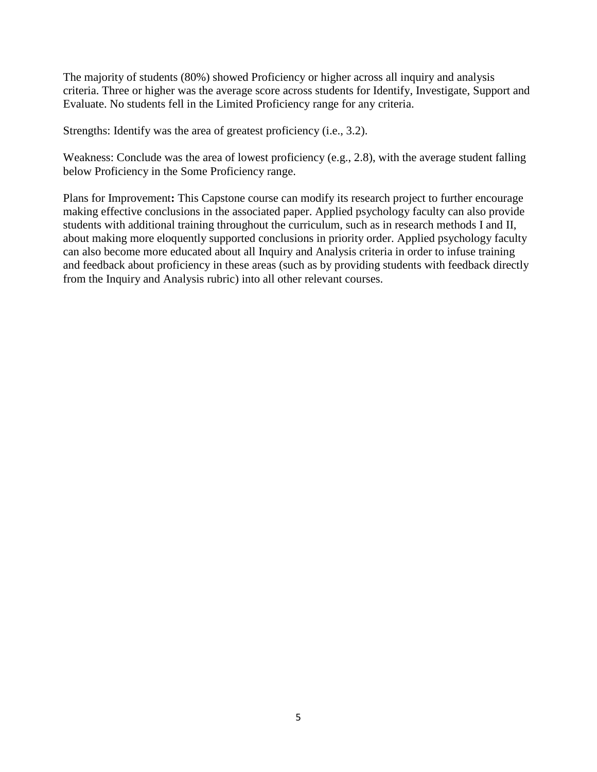The majority of students (80%) showed Proficiency or higher across all inquiry and analysis criteria. Three or higher was the average score across students for Identify, Investigate, Support and Evaluate. No students fell in the Limited Proficiency range for any criteria.

Strengths: Identify was the area of greatest proficiency (i.e., 3.2).

Weakness: Conclude was the area of lowest proficiency (e.g., 2.8), with the average student falling below Proficiency in the Some Proficiency range.

Plans for Improvement**:** This Capstone course can modify its research project to further encourage making effective conclusions in the associated paper. Applied psychology faculty can also provide students with additional training throughout the curriculum, such as in research methods I and II, about making more eloquently supported conclusions in priority order. Applied psychology faculty can also become more educated about all Inquiry and Analysis criteria in order to infuse training and feedback about proficiency in these areas (such as by providing students with feedback directly from the Inquiry and Analysis rubric) into all other relevant courses.